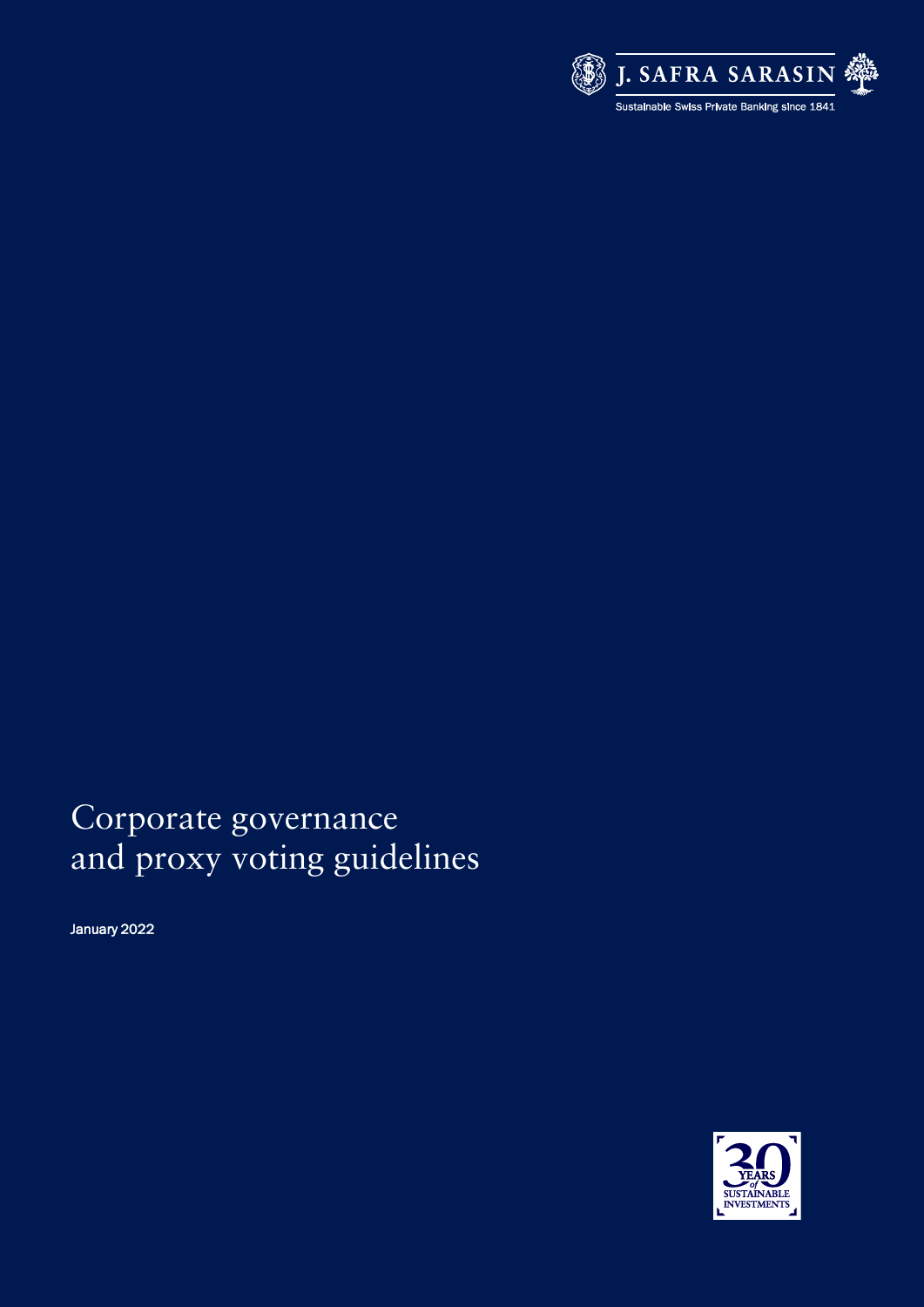J. SAFRA SARASIN

Sustainable Swiss Private Banking since 1841

# Corporate governance and proxy voting guidelines

January 2022

30 YEARS of SUSTAINABLE INVESTMENTS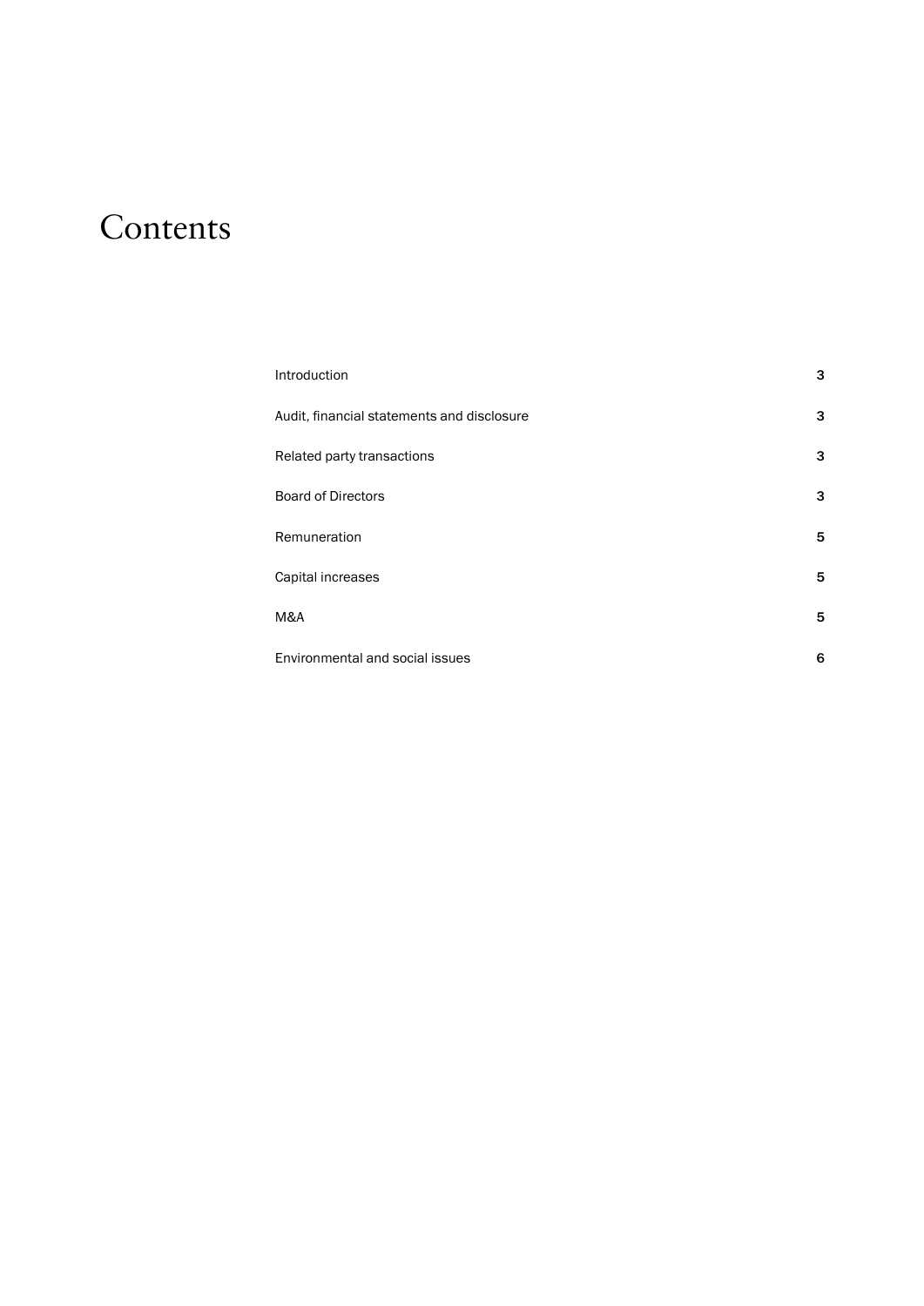# Contents

| | |
|---|---|
| Introduction | 3 |
| Audit, financial statements and disclosure | 3 |
| Related party transactions | 3 |
| Board of Directors | 3 |
| Remuneration | 5 |
| Capital increases | 5 |
| M&A | 5 |
| Environmental and social issues | 6 |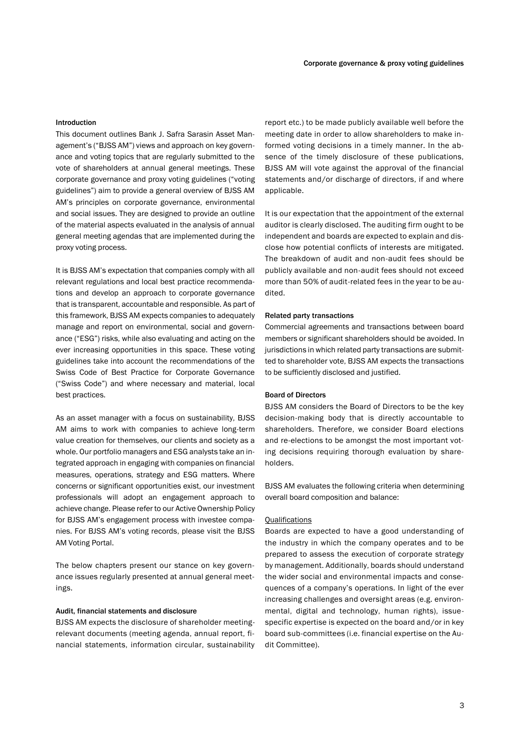## Introduction

This document outlines Bank J. Safra Sarasin Asset Management's ("BJSS AM") views and approach on key governance and voting topics that are regularly submitted to the vote of shareholders at annual general meetings. These corporate governance and proxy voting guidelines ("voting guidelines") aim to provide a general overview of BJSS AM AM's principles on corporate governance, environmental and social issues. They are designed to provide an outline of the material aspects evaluated in the analysis of annual general meeting agendas that are implemented during the proxy voting process.

It is BJSS AM's expectation that companies comply with all relevant regulations and local best practice recommendations and develop an approach to corporate governance that is transparent, accountable and responsible. As part of this framework, BJSS AM expects companies to adequately manage and report on environmental, social and governance ("ESG") risks, while also evaluating and acting on the ever increasing opportunities in this space. These voting guidelines take into account the recommendations of the Swiss Code of Best Practice for Corporate Governance ("Swiss Code") and where necessary and material, local best practices.

As an asset manager with a focus on sustainability, BJSS AM aims to work with companies to achieve long-term value creation for themselves, our clients and society as a whole. Our portfolio managers and ESG analysts take an integrated approach in engaging with companies on financial measures, operations, strategy and ESG matters. Where concerns or significant opportunities exist, our investment professionals will adopt an engagement approach to achieve change. Please refer to our Active Ownership Policy for BJSS AM's engagement process with investee companies. For BJSS AM's voting records, please visit the BJSS AM Voting Portal.

The below chapters present our stance on key governance issues regularly presented at annual general meetings.

## Audit, financial statements and disclosure

BJSS AM expects the disclosure of shareholder meeting-relevant documents (meeting agenda, annual report, financial statements, information circular, sustainability report etc.) to be made publicly available well before the meeting date in order to allow shareholders to make informed voting decisions in a timely manner. In the absence of the timely disclosure of these publications, BJSS AM will vote against the approval of the financial statements and/or discharge of directors, if and where applicable.

It is our expectation that the appointment of the external auditor is clearly disclosed. The auditing firm ought to be independent and boards are expected to explain and disclose how potential conflicts of interests are mitigated. The breakdown of audit and non-audit fees should be publicly available and non-audit fees should not exceed more than 50% of audit-related fees in the year to be audited.

## Related party transactions

Commercial agreements and transactions between board members or significant shareholders should be avoided. In jurisdictions in which related party transactions are submitted to shareholder vote, BJSS AM expects the transactions to be sufficiently disclosed and justified.

## Board of Directors

BJSS AM considers the Board of Directors to be the key decision-making body that is directly accountable to shareholders. Therefore, we consider Board elections and re-elections to be amongst the most important voting decisions requiring thorough evaluation by shareholders.

BJSS AM evaluates the following criteria when determining overall board composition and balance:

### Qualifications

Boards are expected to have a good understanding of the industry in which the company operates and to be prepared to assess the execution of corporate strategy by management. Additionally, boards should understand the wider social and environmental impacts and consequences of a company's operations. In light of the ever increasing challenges and oversight areas (e.g. environmental, digital and technology, human rights), issue-specific expertise is expected on the board and/or in key board sub-committees (i.e. financial expertise on the Audit Committee).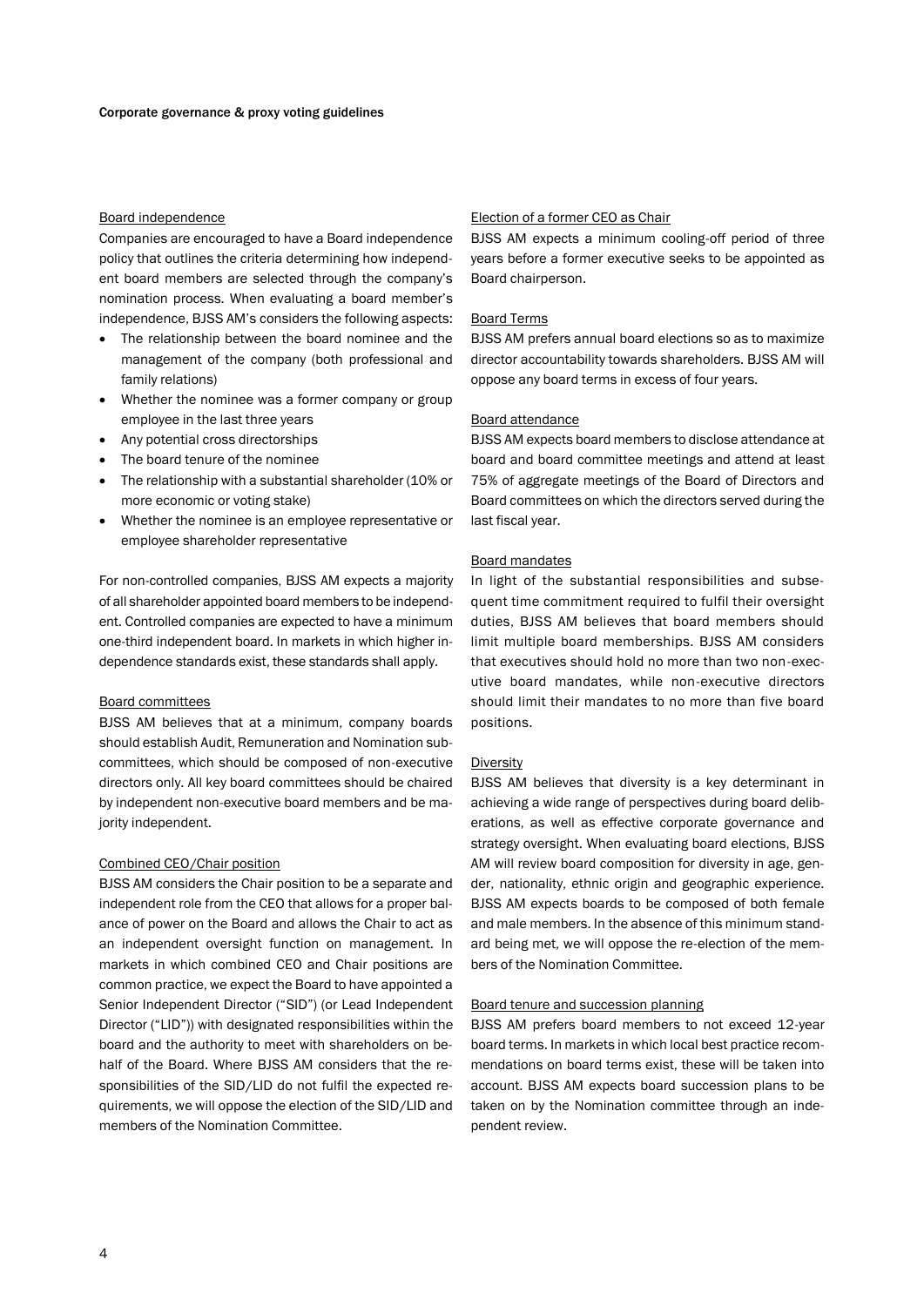### Board independence

Companies are encouraged to have a Board independence policy that outlines the criteria determining how independent board members are selected through the company's nomination process. When evaluating a board member's independence, BJSS AM's considers the following aspects:

- The relationship between the board nominee and the management of the company (both professional and family relations)
- Whether the nominee was a former company or group employee in the last three years
- Any potential cross directorships
- The board tenure of the nominee
- The relationship with a substantial shareholder (10% or more economic or voting stake)
- Whether the nominee is an employee representative or employee shareholder representative

For non-controlled companies, BJSS AM expects a majority of all shareholder appointed board members to be independent. Controlled companies are expected to have a minimum one-third independent board. In markets in which higher independence standards exist, these standards shall apply.

### Board committees

BJSS AM believes that at a minimum, company boards should establish Audit, Remuneration and Nomination subcommittees, which should be composed of non-executive directors only. All key board committees should be chaired by independent non-executive board members and be majority independent.

### Combined CEO/Chair position

BJSS AM considers the Chair position to be a separate and independent role from the CEO that allows for a proper balance of power on the Board and allows the Chair to act as an independent oversight function on management. In markets in which combined CEO and Chair positions are common practice, we expect the Board to have appointed a Senior Independent Director ("SID") (or Lead Independent Director ("LID")) with designated responsibilities within the board and the authority to meet with shareholders on behalf of the Board. Where BJSS AM considers that the responsibilities of the SID/LID do not fulfil the expected requirements, we will oppose the election of the SID/LID and members of the Nomination Committee.

### Election of a former CEO as Chair

BJSS AM expects a minimum cooling-off period of three years before a former executive seeks to be appointed as Board chairperson.

### Board Terms

BJSS AM prefers annual board elections so as to maximize director accountability towards shareholders. BJSS AM will oppose any board terms in excess of four years.

### Board attendance

BJSS AM expects board members to disclose attendance at board and board committee meetings and attend at least 75% of aggregate meetings of the Board of Directors and Board committees on which the directors served during the last fiscal year.

### Board mandates

In light of the substantial responsibilities and subsequent time commitment required to fulfil their oversight duties, BJSS AM believes that board members should limit multiple board memberships. BJSS AM considers that executives should hold no more than two non-executive board mandates, while non-executive directors should limit their mandates to no more than five board positions.

### Diversity

BJSS AM believes that diversity is a key determinant in achieving a wide range of perspectives during board deliberations, as well as effective corporate governance and strategy oversight. When evaluating board elections, BJSS AM will review board composition for diversity in age, gender, nationality, ethnic origin and geographic experience. BJSS AM expects boards to be composed of both female and male members. In the absence of this minimum standard being met, we will oppose the re-election of the members of the Nomination Committee.

### Board tenure and succession planning

BJSS AM prefers board members to not exceed 12-year board terms. In markets in which local best practice recommendations on board terms exist, these will be taken into account. BJSS AM expects board succession plans to be taken on by the Nomination committee through an independent review.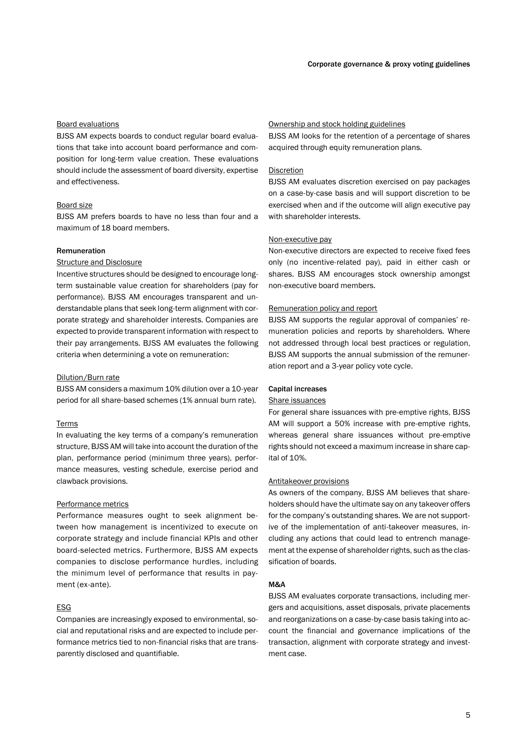### Board evaluations

BJSS AM expects boards to conduct regular board evaluations that take into account board performance and composition for long-term value creation. These evaluations should include the assessment of board diversity, expertise and effectiveness.

### Board size

BJSS AM prefers boards to have no less than four and a maximum of 18 board members.

## Remuneration

### Structure and Disclosure

Incentive structures should be designed to encourage long-term sustainable value creation for shareholders (pay for performance). BJSS AM encourages transparent and understandable plans that seek long-term alignment with corporate strategy and shareholder interests. Companies are expected to provide transparent information with respect to their pay arrangements. BJSS AM evaluates the following criteria when determining a vote on remuneration:

### Dilution/Burn rate

BJSS AM considers a maximum 10% dilution over a 10-year period for all share-based schemes (1% annual burn rate).

### Terms

In evaluating the key terms of a company's remuneration structure, BJSS AM will take into account the duration of the plan, performance period (minimum three years), performance measures, vesting schedule, exercise period and clawback provisions.

### Performance metrics

Performance measures ought to seek alignment between how management is incentivized to execute on corporate strategy and include financial KPIs and other board-selected metrics. Furthermore, BJSS AM expects companies to disclose performance hurdles, including the minimum level of performance that results in payment (ex-ante).

### ESG

Companies are increasingly exposed to environmental, social and reputational risks and are expected to include performance metrics tied to non-financial risks that are transparently disclosed and quantifiable.

### Ownership and stock holding guidelines

BJSS AM looks for the retention of a percentage of shares acquired through equity remuneration plans.

### Discretion

BJSS AM evaluates discretion exercised on pay packages on a case-by-case basis and will support discretion to be exercised when and if the outcome will align executive pay with shareholder interests.

### Non-executive pay

Non-executive directors are expected to receive fixed fees only (no incentive-related pay), paid in either cash or shares. BJSS AM encourages stock ownership amongst non-executive board members.

### Remuneration policy and report

BJSS AM supports the regular approval of companies' remuneration policies and reports by shareholders. Where not addressed through local best practices or regulation, BJSS AM supports the annual submission of the remuneration report and a 3-year policy vote cycle.

## Capital increases

### Share issuances

For general share issuances with pre-emptive rights, BJSS AM will support a 50% increase with pre-emptive rights, whereas general share issuances without pre-emptive rights should not exceed a maximum increase in share capital of 10%.

### Antitakeover provisions

As owners of the company, BJSS AM believes that shareholders should have the ultimate say on any takeover offers for the company's outstanding shares. We are not supportive of the implementation of anti-takeover measures, including any actions that could lead to entrench management at the expense of shareholder rights, such as the classification of boards.

## M&A

BJSS AM evaluates corporate transactions, including mergers and acquisitions, asset disposals, private placements and reorganizations on a case-by-case basis taking into account the financial and governance implications of the transaction, alignment with corporate strategy and investment case.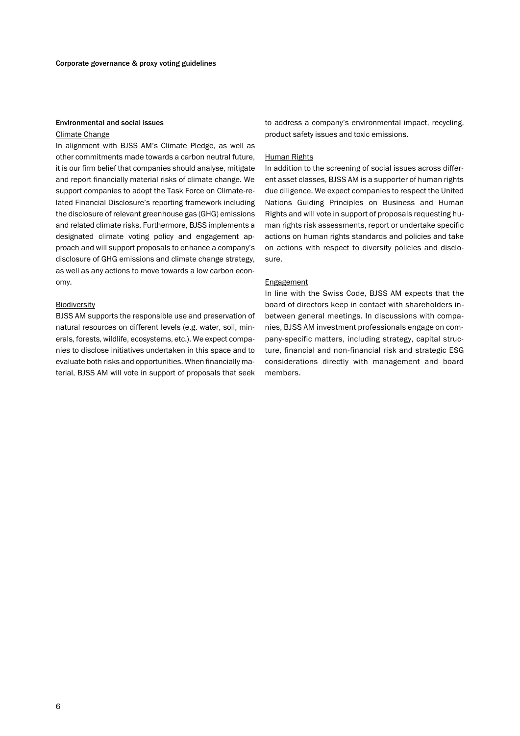## Environmental and social issues

### Climate Change

In alignment with BJSS AM's Climate Pledge, as well as other commitments made towards a carbon neutral future, it is our firm belief that companies should analyse, mitigate and report financially material risks of climate change. We support companies to adopt the Task Force on Climate-related Financial Disclosure's reporting framework including the disclosure of relevant greenhouse gas (GHG) emissions and related climate risks. Furthermore, BJSS implements a designated climate voting policy and engagement approach and will support proposals to enhance a company's disclosure of GHG emissions and climate change strategy, as well as any actions to move towards a low carbon economy.

### Biodiversity

BJSS AM supports the responsible use and preservation of natural resources on different levels (e.g. water, soil, minerals, forests, wildlife, ecosystems, etc.). We expect companies to disclose initiatives undertaken in this space and to evaluate both risks and opportunities. When financially material, BJSS AM will vote in support of proposals that seek to address a company's environmental impact, recycling, product safety issues and toxic emissions.

### Human Rights

In addition to the screening of social issues across different asset classes, BJSS AM is a supporter of human rights due diligence. We expect companies to respect the United Nations Guiding Principles on Business and Human Rights and will vote in support of proposals requesting human rights risk assessments, report or undertake specific actions on human rights standards and policies and take on actions with respect to diversity policies and disclosure.

### Engagement

In line with the Swiss Code, BJSS AM expects that the board of directors keep in contact with shareholders in-between general meetings. In discussions with companies, BJSS AM investment professionals engage on company-specific matters, including strategy, capital structure, financial and non-financial risk and strategic ESG considerations directly with management and board members.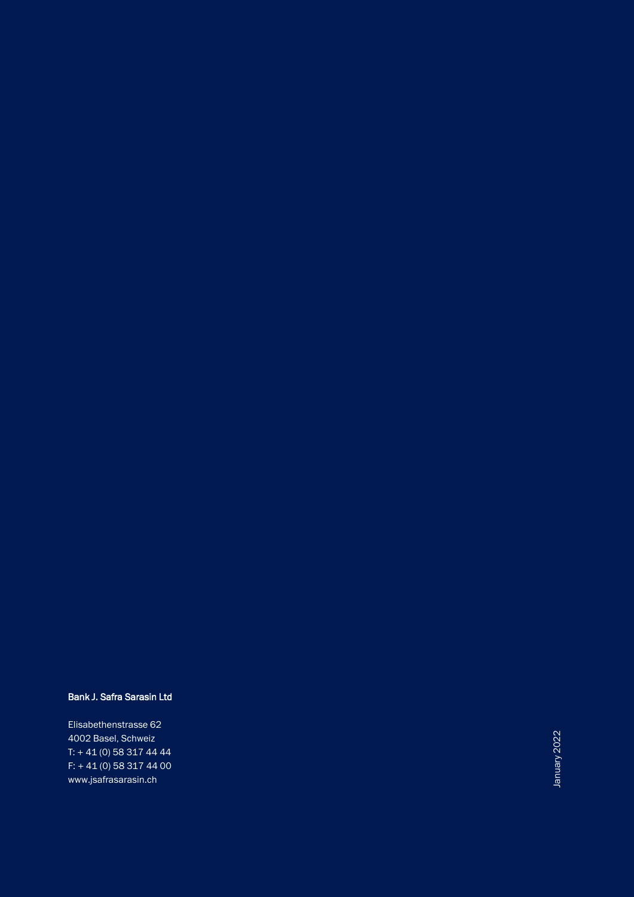**Bank J. Safra Sarasin Ltd**

Elisabethenstrasse 62
4002 Basel, Schweiz
T: + 41 (0) 58 317 44 44
F: + 41 (0) 58 317 44 00
www.jsafrasarasin.ch

January 2022